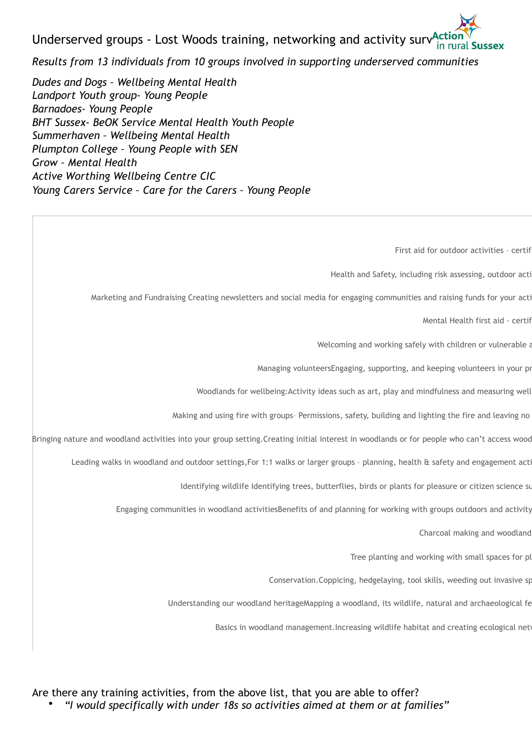# Underserved groups - Lost Woods training, networking and activity surv

*Results from 13 individuals from 10 groups involved in supporting underserved communities*

*Dudes and Dogs – Wellbeing Mental Health*
*Landport Youth group- Young People*
*Barnadoes- Young People*
*BHT Sussex- BeOK Service Mental Health Youth People*
*Summerhaven – Wellbeing Mental Health*
*Plumpton College – Young People with SEN*
*Grow – Mental Health*
*Active Worthing Wellbeing Centre CIC*
*Young Carers Service – Care for the Carers – Young People*

First aid for outdoor activities - certif

Health and Safety, including risk assessing, outdoor acti

Marketing and Fundraising Creating newsletters and social media for engaging communities and raising funds for your acti

Mental Health first aid - certif

Welcoming and working safely with children or vulnerable a

Managing volunteersEngaging, supporting, and keeping volunteers in your pr

Woodlands for wellbeing:Activity ideas such as art, play and mindfulness and measuring well

Making and using fire with groups– Permissions, safety, building and lighting the fire and leaving no

Bringing nature and woodland activities into your group setting.Creating initial interest in woodlands or for people who can't access wood

Leading walks in woodland and outdoor settings,For 1:1 walks or larger groups – planning, health & safety and engagement acti

Identifying wildlife Identifying trees, butterflies, birds or plants for pleasure or citizen science su

Engaging communities in woodland activitiesBenefits of and planning for working with groups outdoors and activity

Charcoal making and woodland

Tree planting and working with small spaces for pl

Conservation.Coppicing, hedgelaying, tool skills, weeding out invasive sp

Understanding our woodland heritageMapping a woodland, its wildlife, natural and archaeological fe

Basics in woodland management.Increasing wildlife habitat and creating ecological netv

Are there any training activities, from the above list, that you are able to offer?

- *"I would specifically with under 18s so activities aimed at them or at families"*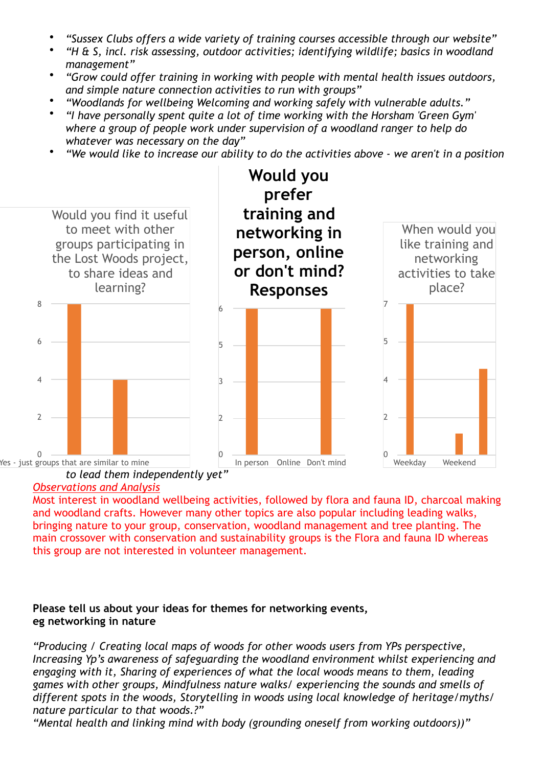- *"Sussex Clubs offers a wide variety of training courses accessible through our website"*
- *"H & S, incl. risk assessing, outdoor activities; identifying wildlife; basics in woodland management"*
- *"Grow could offer training in working with people with mental health issues outdoors, and simple nature connection activities to run with groups"*
- *"Woodlands for wellbeing Welcoming and working safely with vulnerable adults."*
- *"I have personally spent quite a lot of time working with the Horsham 'Green Gym' where a group of people work under supervision of a woodland ranger to help do whatever was necessary on the day"*
- *"We would like to increase our ability to do the activities above - we aren't in a position to lead them independently yet"*

Would you find it useful to meet with other groups participating in the Lost Woods project, to share ideas and learning?

| Response | Count |
|---|---|
| Yes - just groups that are similar to mine | 8 |
| (unlabelled) | 4 |

**Would you prefer training and networking in person, online or don't mind? Responses**

| Response | Count |
|---|---|
| In person | 6 |
| Online | 0 |
| Don't mind | 6 |

When would you like training and networking activities to take place?

| Response | Count |
|---|---|
| Weekday | 7 |
| Weekend | 1 |
| (unlabelled) | 4 |

*Observations and Analysis*

Most interest in woodland wellbeing activities, followed by flora and fauna ID, charcoal making and woodland crafts. However many other topics are also popular including leading walks, bringing nature to your group, conservation, woodland management and tree planting. The main crossover with conservation and sustainability groups is the Flora and fauna ID whereas this group are not interested in volunteer management.

**Please tell us about your ideas for themes for networking events, eg networking in nature**

*"Producing / Creating local maps of woods for other woods users from YPs perspective, Increasing Yp's awareness of safeguarding the woodland environment whilst experiencing and engaging with it, Sharing of experiences of what the local woods means to them, leading games with other groups, Mindfulness nature walks/ experiencing the sounds and smells of different spots in the woods, Storytelling in woods using local knowledge of heritage/myths/ nature particular to that woods.?"*

*"Mental health and linking mind with body (grounding oneself from working outdoors))"*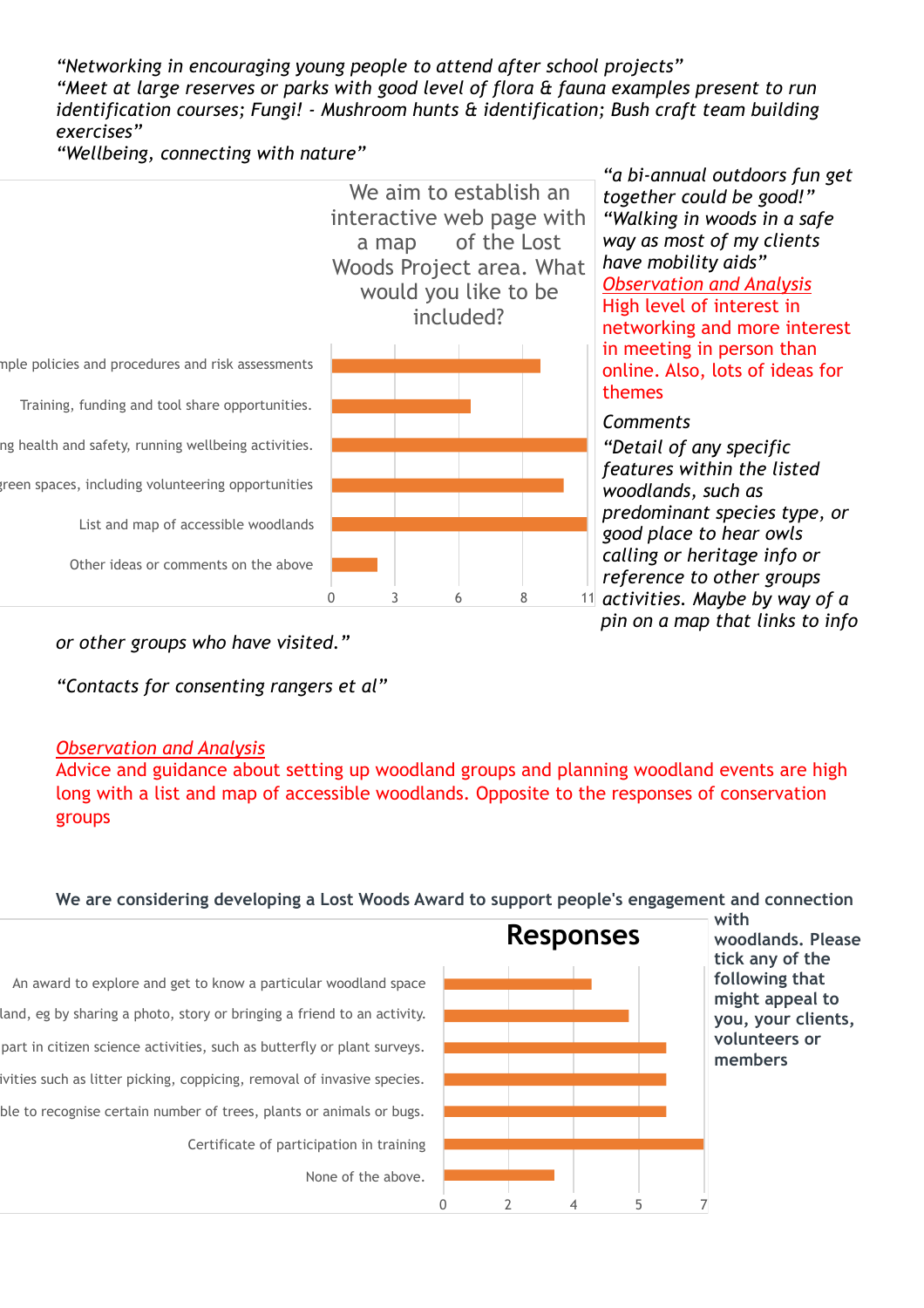*"Networking in encouraging young people to attend after school projects"*
*"Meet at large reserves or parks with good level of flora & fauna examples present to run identification courses; Fungi! - Mushroom hunts & identification; Bush craft team building exercises"*
*"Wellbeing, connecting with nature"*

*"a bi-annual outdoors fun get together could be good!"*
*"Walking in woods in a safe way as most of my clients have mobility aids"*

Observation and Analysis
High level of interest in networking and more interest in meeting in person than online. Also, lots of ideas for themes

We aim to establish an interactive web page with a map of the Lost Woods Project area. What would you like to be included?

| Option | Responses (approx.) |
|---|---|
| ...mple policies and procedures and risk assessments | 8 |
| Training, funding and tool share opportunities. | 5 |
| ...ng health and safety, running wellbeing activities. | 11 |
| ...reen spaces, including volunteering opportunities | 10 |
| List and map of accessible woodlands | 11 |
| Other ideas or comments on the above | 2 |

*Comments*
*"Detail of any specific features within the listed woodlands, such as predominant species type, or good place to hear owls calling or heritage info or reference to other groups activities. Maybe by way of a pin on a map that links to info or other groups who have visited."*

*"Contacts for consenting rangers et al"*

Observation and Analysis
Advice and guidance about setting up woodland groups and planning woodland events are high long with a list and map of accessible woodlands. Opposite to the responses of conservation groups

**We are considering developing a Lost Woods Award to support people's engagement and connection with woodlands. Please tick any of the following that might appeal to you, your clients, volunteers or members**

**Responses**

| Option | Responses (approx.) |
|---|---|
| An award to explore and get to know a particular woodland space | 4 |
| ...land, eg by sharing a photo, story or bringing a friend to an activity. | 5 |
| ...part in citizen science activities, such as butterfly or plant surveys. | 6 |
| ...ivities such as litter picking, coppicing, removal of invasive species. | 6 |
| ...ble to recognise certain number of trees, plants or animals or bugs. | 6 |
| Certificate of participation in training | 7 |
| None of the above. | 3 |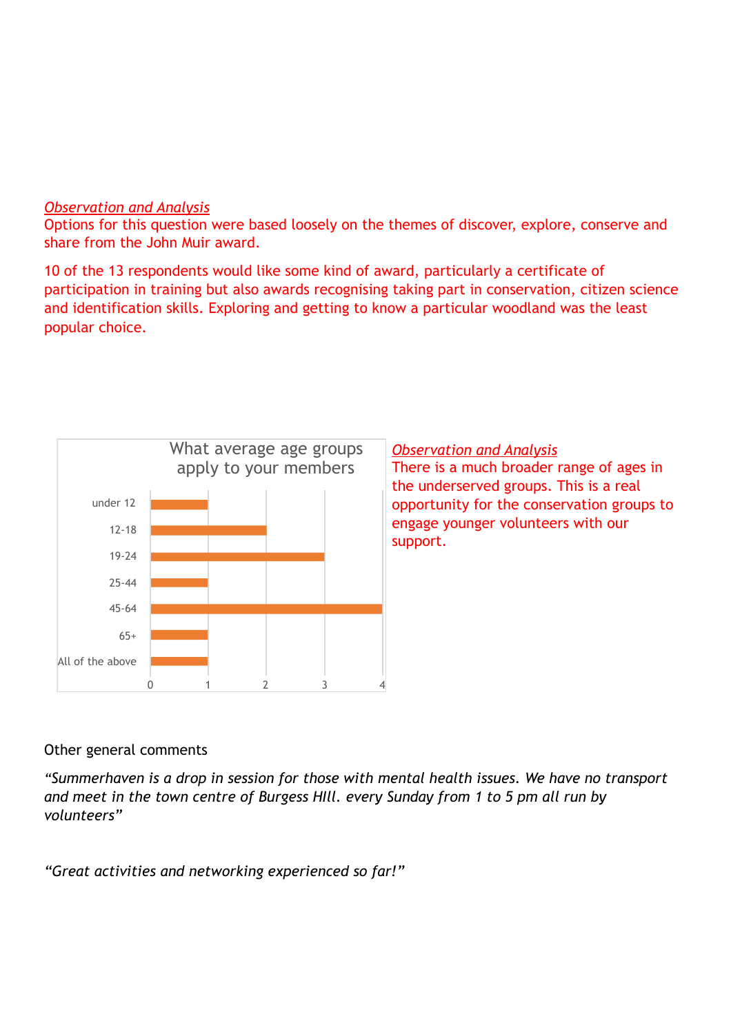*Observation and Analysis*

Options for this question were based loosely on the themes of discover, explore, conserve and share from the John Muir award.

10 of the 13 respondents would like some kind of award, particularly a certificate of participation in training but also awards recognising taking part in conservation, citizen science and identification skills. Exploring and getting to know a particular woodland was the least popular choice.

What average age groups apply to your members

| Age group | Count |
|---|---|
| under 12 | 1 |
| 12-18 | 2 |
| 19-24 | 3 |
| 25-44 | 1 |
| 45-64 | 4 |
| 65+ | 1 |
| All of the above | 1 |

*Observation and Analysis*

There is a much broader range of ages in the underserved groups. This is a real opportunity for the conservation groups to engage younger volunteers with our support.

Other general comments

*"Summerhaven is a drop in session for those with mental health issues. We have no transport and meet in the town centre of Burgess HIll. every Sunday from 1 to 5 pm all run by volunteers"*

*"Great activities and networking experienced so far!"*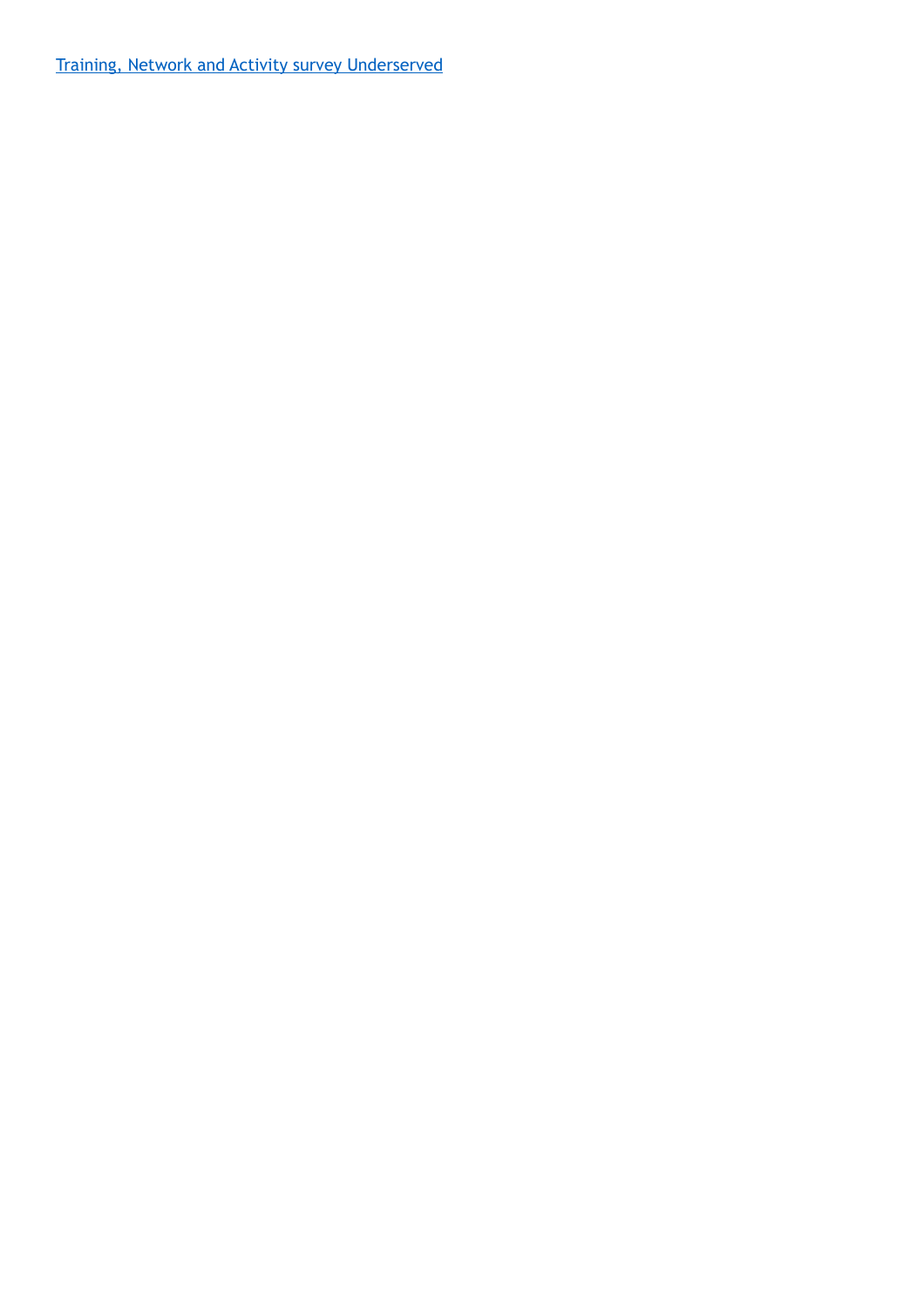[Training, Network and Activity survey Underserved]